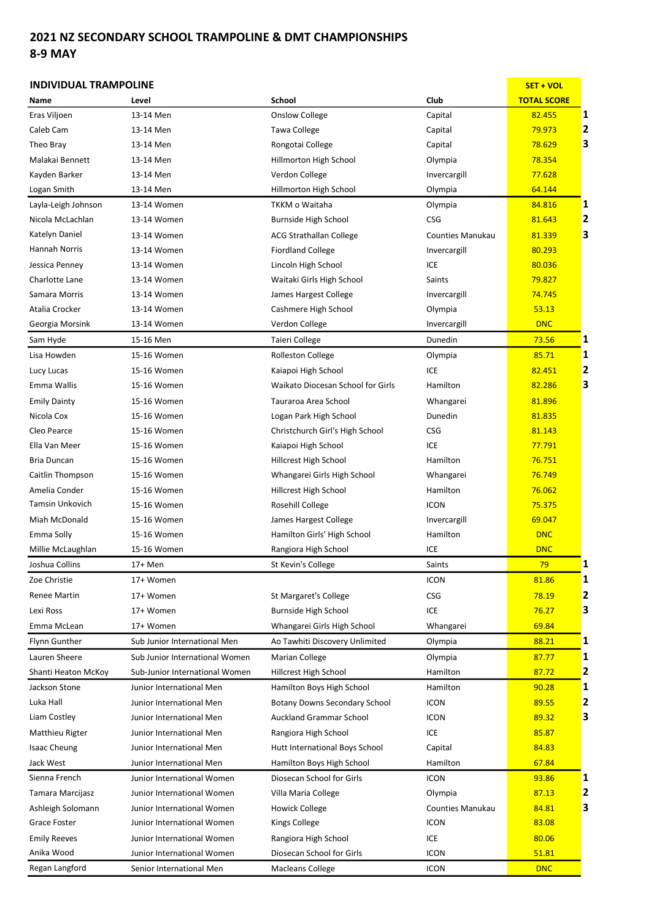## 2021 NZ SECONDARY SCHOOL TRAMPOLINE & DMT CHAMPIONSHIPS
## 8-9 MAY

### INDIVIDUAL TRAMPOLINE

| Name | Level | School | Club | SET + VOL TOTAL SCORE | |
|---|---|---|---|---|---|
| Eras Viljoen | 13-14 Men | Onslow College | Capital | 82.455 | 1 |
| Caleb Cam | 13-14 Men | Tawa College | Capital | 79.973 | 2 |
| Theo Bray | 13-14 Men | Rongotai College | Capital | 78.629 | 3 |
| Malakai Bennett | 13-14 Men | Hillmorton High School | Olympia | 78.354 | |
| Kayden Barker | 13-14 Men | Verdon College | Invercargill | 77.628 | |
| Logan Smith | 13-14 Men | Hillmorton High School | Olympia | 64.144 | |
| Layla-Leigh Johnson | 13-14 Women | TKKM o Waitaha | Olympia | 84.816 | 1 |
| Nicola McLachlan | 13-14 Women | Burnside High School | CSG | 81.643 | 2 |
| Katelyn Daniel | 13-14 Women | ACG Strathallan College | Counties Manukau | 81.339 | 3 |
| Hannah Norris | 13-14 Women | Fiordland College | Invercargill | 80.293 | |
| Jessica Penney | 13-14 Women | Lincoln High School | ICE | 80.036 | |
| Charlotte Lane | 13-14 Women | Waitaki Girls High School | Saints | 79.827 | |
| Samara Morris | 13-14 Women | James Hargest College | Invercargill | 74.745 | |
| Atalia Crocker | 13-14 Women | Cashmere High School | Olympia | 53.13 | |
| Georgia Morsink | 13-14 Women | Verdon College | Invercargill | DNC | |
| Sam Hyde | 15-16 Men | Taieri College | Dunedin | 73.56 | 1 |
| Lisa Howden | 15-16 Women | Rolleston College | Olympia | 85.71 | 1 |
| Lucy Lucas | 15-16 Women | Kaiapoi High School | ICE | 82.451 | 2 |
| Emma Wallis | 15-16 Women | Waikato Diocesan School for Girls | Hamilton | 82.286 | 3 |
| Emily Dainty | 15-16 Women | Tauraroa Area School | Whangarei | 81.896 | |
| Nicola Cox | 15-16 Women | Logan Park High School | Dunedin | 81.835 | |
| Cleo Pearce | 15-16 Women | Christchurch Girl's High School | CSG | 81.143 | |
| Ella Van Meer | 15-16 Women | Kaiapoi High School | ICE | 77.791 | |
| Bria Duncan | 15-16 Women | Hillcrest High School | Hamilton | 76.751 | |
| Caitlin Thompson | 15-16 Women | Whangarei Girls High School | Whangarei | 76.749 | |
| Amelia Conder | 15-16 Women | Hillcrest High School | Hamilton | 76.062 | |
| Tamsin Unkovich | 15-16 Women | Rosehill College | ICON | 75.375 | |
| Miah McDonald | 15-16 Women | James Hargest College | Invercargill | 69.047 | |
| Emma Solly | 15-16 Women | Hamilton Girls' High School | Hamilton | DNC | |
| Millie McLaughlan | 15-16 Women | Rangiora High School | ICE | DNC | |
| Joshua Collins | 17+ Men | St Kevin's College | Saints | 79 | 1 |
| Zoe Christie | 17+ Women | | ICON | 81.86 | 1 |
| Renee Martin | 17+ Women | St Margaret's College | CSG | 78.19 | 2 |
| Lexi Ross | 17+ Women | Burnside High School | ICE | 76.27 | 3 |
| Emma McLean | 17+ Women | Whangarei Girls High School | Whangarei | 69.84 | |
| Flynn Gunther | Sub Junior International Men | Ao Tawhiti Discovery Unlimited | Olympia | 88.21 | 1 |
| Lauren Sheere | Sub Junior International Women | Marian College | Olympia | 87.77 | 1 |
| Shanti Heaton McKoy | Sub-Junior International Women | Hillcrest High School | Hamilton | 87.72 | 2 |
| Jackson Stone | Junior International Men | Hamilton Boys High School | Hamilton | 90.28 | 1 |
| Luka Hall | Junior International Men | Botany Downs Secondary School | ICON | 89.55 | 2 |
| Liam Costley | Junior International Men | Auckland Grammar School | ICON | 89.32 | 3 |
| Matthieu Rigter | Junior International Men | Rangiora High School | ICE | 85.87 | |
| Isaac Cheung | Junior International Men | Hutt International Boys School | Capital | 84.83 | |
| Jack West | Junior International Men | Hamilton Boys High School | Hamilton | 67.84 | |
| Sienna French | Junior International Women | Diosecan School for Girls | ICON | 93.86 | 1 |
| Tamara Marcijasz | Junior International Women | Villa Maria College | Olympia | 87.13 | 2 |
| Ashleigh Solomann | Junior International Women | Howick College | Counties Manukau | 84.81 | 3 |
| Grace Foster | Junior International Women | Kings College | ICON | 83.08 | |
| Emily Reeves | Junior International Women | Rangiora High School | ICE | 80.06 | |
| Anika Wood | Junior International Women | Diosecan School for Girls | ICON | 51.81 | |
| Regan Langford | Senior International Men | Macleans College | ICON | DNC | |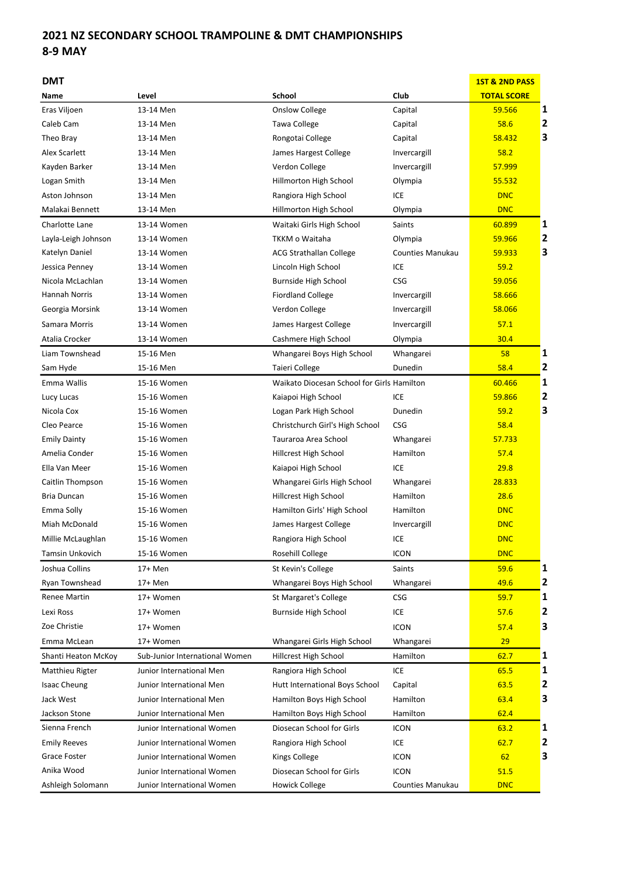# 2021 NZ SECONDARY SCHOOL TRAMPOLINE & DMT CHAMPIONSHIPS
## 8-9 MAY

| DMT | | | | 1ST & 2ND PASS | |
|---|---|---|---|---|---|
| **Name** | **Level** | **School** | **Club** | **TOTAL SCORE** | |
| Eras Viljoen | 13-14 Men | Onslow College | Capital | 59.566 | 1 |
| Caleb Cam | 13-14 Men | Tawa College | Capital | 58.6 | 2 |
| Theo Bray | 13-14 Men | Rongotai College | Capital | 58.432 | 3 |
| Alex Scarlett | 13-14 Men | James Hargest College | Invercargill | 58.2 | |
| Kayden Barker | 13-14 Men | Verdon College | Invercargill | 57.999 | |
| Logan Smith | 13-14 Men | Hillmorton High School | Olympia | 55.532 | |
| Aston Johnson | 13-14 Men | Rangiora High School | ICE | DNC | |
| Malakai Bennett | 13-14 Men | Hillmorton High School | Olympia | DNC | |
| Charlotte Lane | 13-14 Women | Waitaki Girls High School | Saints | 60.899 | 1 |
| Layla-Leigh Johnson | 13-14 Women | TKKM o Waitaha | Olympia | 59.966 | 2 |
| Katelyn Daniel | 13-14 Women | ACG Strathallan College | Counties Manukau | 59.933 | 3 |
| Jessica Penney | 13-14 Women | Lincoln High School | ICE | 59.2 | |
| Nicola McLachlan | 13-14 Women | Burnside High School | CSG | 59.056 | |
| Hannah Norris | 13-14 Women | Fiordland College | Invercargill | 58.666 | |
| Georgia Morsink | 13-14 Women | Verdon College | Invercargill | 58.066 | |
| Samara Morris | 13-14 Women | James Hargest College | Invercargill | 57.1 | |
| Atalia Crocker | 13-14 Women | Cashmere High School | Olympia | 30.4 | |
| Liam Townshead | 15-16 Men | Whangarei Boys High School | Whangarei | 58 | 1 |
| Sam Hyde | 15-16 Men | Taieri College | Dunedin | 58.4 | 2 |
| Emma Wallis | 15-16 Women | Waikato Diocesan School for Girls | Hamilton | 60.466 | 1 |
| Lucy Lucas | 15-16 Women | Kaiapoi High School | ICE | 59.866 | 2 |
| Nicola Cox | 15-16 Women | Logan Park High School | Dunedin | 59.2 | 3 |
| Cleo Pearce | 15-16 Women | Christchurch Girl's High School | CSG | 58.4 | |
| Emily Dainty | 15-16 Women | Tauraroa Area School | Whangarei | 57.733 | |
| Amelia Conder | 15-16 Women | Hillcrest High School | Hamilton | 57.4 | |
| Ella Van Meer | 15-16 Women | Kaiapoi High School | ICE | 29.8 | |
| Caitlin Thompson | 15-16 Women | Whangarei Girls High School | Whangarei | 28.833 | |
| Bria Duncan | 15-16 Women | Hillcrest High School | Hamilton | 28.6 | |
| Emma Solly | 15-16 Women | Hamilton Girls' High School | Hamilton | DNC | |
| Miah McDonald | 15-16 Women | James Hargest College | Invercargill | DNC | |
| Millie McLaughlan | 15-16 Women | Rangiora High School | ICE | DNC | |
| Tamsin Unkovich | 15-16 Women | Rosehill College | ICON | DNC | |
| Joshua Collins | 17+ Men | St Kevin's College | Saints | 59.6 | 1 |
| Ryan Townshead | 17+ Men | Whangarei Boys High School | Whangarei | 49.6 | 2 |
| Renee Martin | 17+ Women | St Margaret's College | CSG | 59.7 | 1 |
| Lexi Ross | 17+ Women | Burnside High School | ICE | 57.6 | 2 |
| Zoe Christie | 17+ Women | | ICON | 57.4 | 3 |
| Emma McLean | 17+ Women | Whangarei Girls High School | Whangarei | 29 | |
| Shanti Heaton McKoy | Sub-Junior International Women | Hillcrest High School | Hamilton | 62.7 | 1 |
| Matthieu Rigter | Junior International Men | Rangiora High School | ICE | 65.5 | 1 |
| Isaac Cheung | Junior International Men | Hutt International Boys School | Capital | 63.5 | 2 |
| Jack West | Junior International Men | Hamilton Boys High School | Hamilton | 63.4 | 3 |
| Jackson Stone | Junior International Men | Hamilton Boys High School | Hamilton | 62.4 | |
| Sienna French | Junior International Women | Diosecan School for Girls | ICON | 63.2 | 1 |
| Emily Reeves | Junior International Women | Rangiora High School | ICE | 62.7 | 2 |
| Grace Foster | Junior International Women | Kings College | ICON | 62 | 3 |
| Anika Wood | Junior International Women | Diosecan School for Girls | ICON | 51.5 | |
| Ashleigh Solomann | Junior International Women | Howick College | Counties Manukau | DNC | |